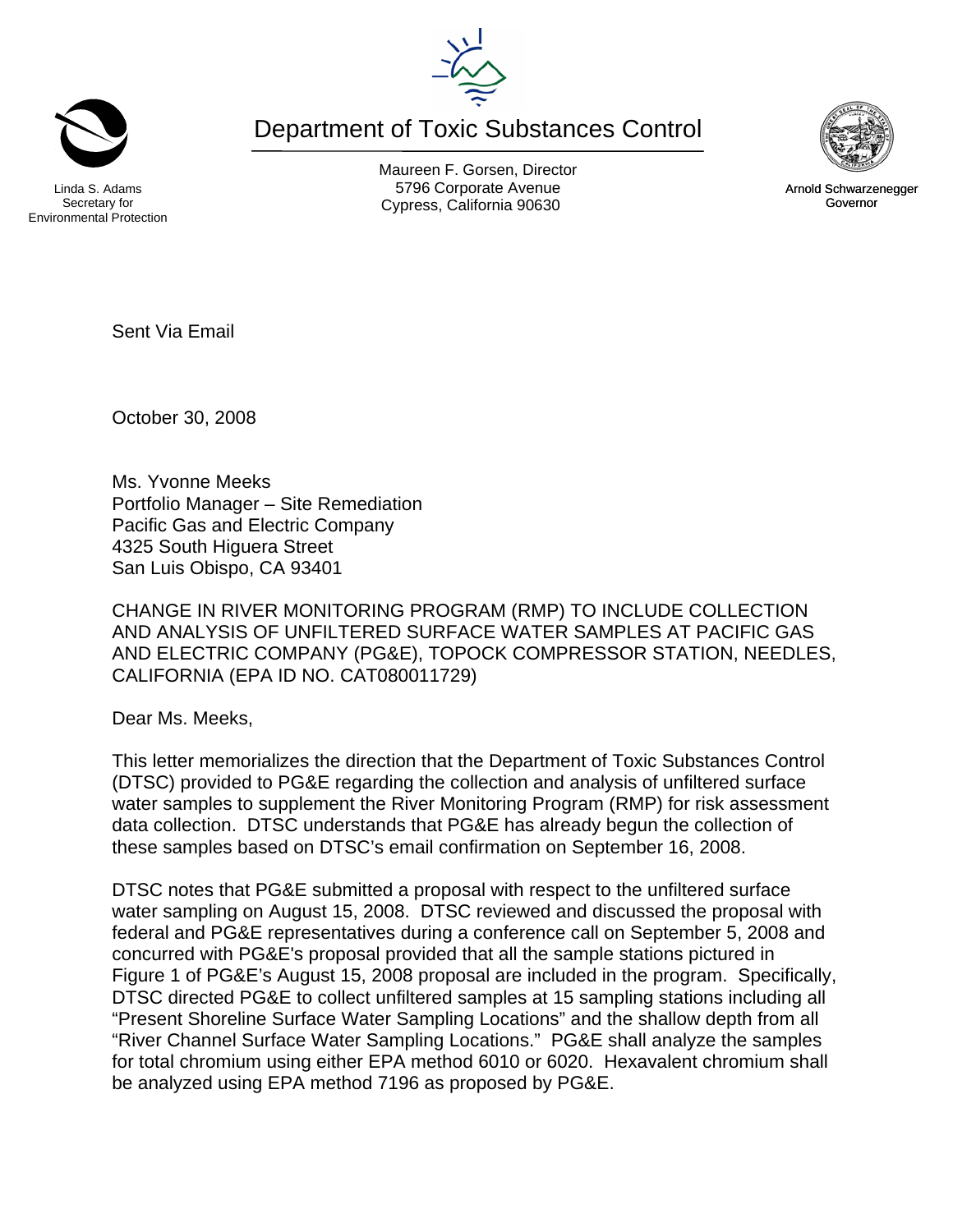Linda S. Adams
Secretary for
Environmental Protection

# Department of Toxic Substances Control

Maureen F. Gorsen, Director
5796 Corporate Avenue
Cypress, California 90630

Arnold Schwarzenegger
Governor

Sent Via Email

October 30, 2008

Ms. Yvonne Meeks
Portfolio Manager – Site Remediation
Pacific Gas and Electric Company
4325 South Higuera Street
San Luis Obispo, CA 93401

CHANGE IN RIVER MONITORING PROGRAM (RMP) TO INCLUDE COLLECTION AND ANALYSIS OF UNFILTERED SURFACE WATER SAMPLES AT PACIFIC GAS AND ELECTRIC COMPANY (PG&E), TOPOCK COMPRESSOR STATION, NEEDLES, CALIFORNIA (EPA ID NO. CAT080011729)

Dear Ms. Meeks,

This letter memorializes the direction that the Department of Toxic Substances Control (DTSC) provided to PG&E regarding the collection and analysis of unfiltered surface water samples to supplement the River Monitoring Program (RMP) for risk assessment data collection. DTSC understands that PG&E has already begun the collection of these samples based on DTSC's email confirmation on September 16, 2008.

DTSC notes that PG&E submitted a proposal with respect to the unfiltered surface water sampling on August 15, 2008. DTSC reviewed and discussed the proposal with federal and PG&E representatives during a conference call on September 5, 2008 and concurred with PG&E's proposal provided that all the sample stations pictured in Figure 1 of PG&E's August 15, 2008 proposal are included in the program. Specifically, DTSC directed PG&E to collect unfiltered samples at 15 sampling stations including all "Present Shoreline Surface Water Sampling Locations" and the shallow depth from all "River Channel Surface Water Sampling Locations." PG&E shall analyze the samples for total chromium using either EPA method 6010 or 6020. Hexavalent chromium shall be analyzed using EPA method 7196 as proposed by PG&E.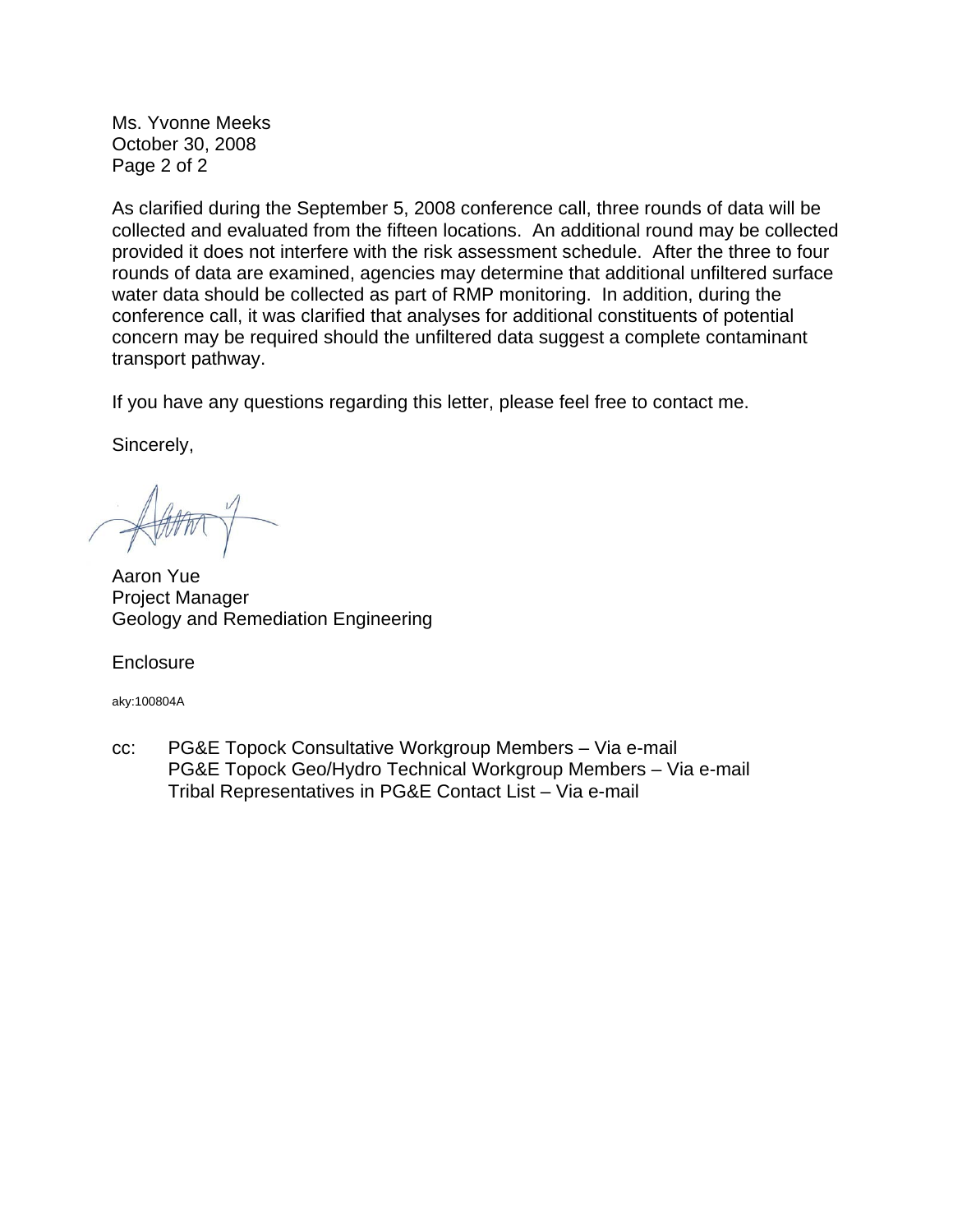Ms. Yvonne Meeks
October 30, 2008

As clarified during the September 5, 2008 conference call, three rounds of data will be collected and evaluated from the fifteen locations. An additional round may be collected provided it does not interfere with the risk assessment schedule. After the three to four rounds of data are examined, agencies may determine that additional unfiltered surface water data should be collected as part of RMP monitoring. In addition, during the conference call, it was clarified that analyses for additional constituents of potential concern may be required should the unfiltered data suggest a complete contaminant transport pathway.

If you have any questions regarding this letter, please feel free to contact me.

Sincerely,

Aaron Yue
Project Manager
Geology and Remediation Engineering

Enclosure

aky:100804A

cc: PG&E Topock Consultative Workgroup Members – Via e-mail
PG&E Topock Geo/Hydro Technical Workgroup Members – Via e-mail
Tribal Representatives in PG&E Contact List – Via e-mail